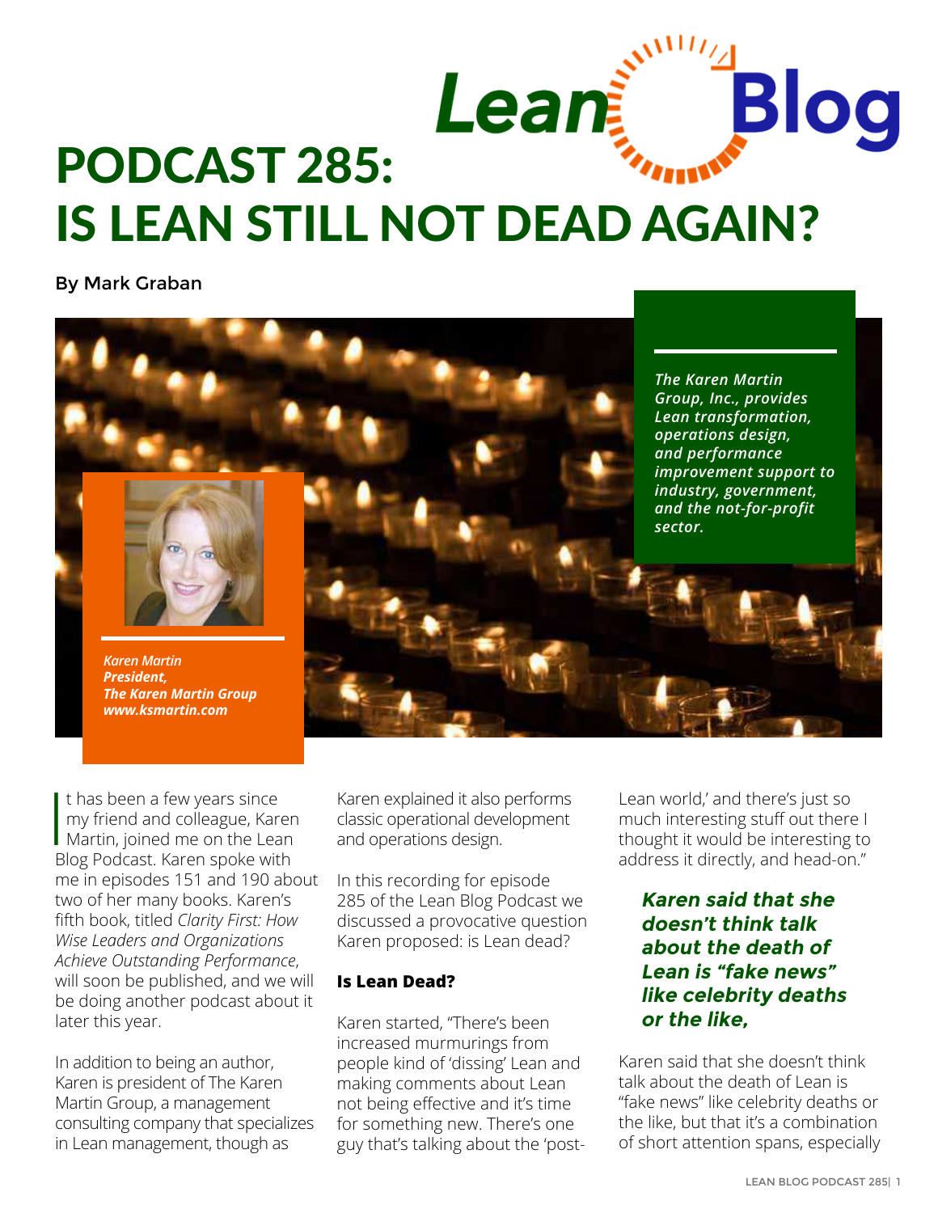# PODCAST 285: IS LEAN STILL NOT DEAD AGAIN?

By Mark Graban

*The Karen Martin Group, Inc., provides Lean transformation, operations design, and performance improvement support to industry, government, and the not-for-profit sector.*

***Karen Martin***
***President,***
***The Karen Martin Group***
***www.ksmartin.com***

It has been a few years since my friend and colleague, Karen Martin, joined me on the Lean Blog Podcast. Karen spoke with me in episodes 151 and 190 about two of her many books. Karen's fifth book, titled *Clarity First: How Wise Leaders and Organizations Achieve Outstanding Performance*, will soon be published, and we will be doing another podcast about it later this year.

In addition to being an author, Karen is president of The Karen Martin Group, a management consulting company that specializes in Lean management, though as Karen explained it also performs classic operational development and operations design.

In this recording for episode 285 of the Lean Blog Podcast we discussed a provocative question Karen proposed: is Lean dead?

### Is Lean Dead?

Karen started, "There's been increased murmurings from people kind of 'dissing' Lean and making comments about Lean not being effective and it's time for something new. There's one guy that's talking about the 'post-Lean world,' and there's just so much interesting stuff out there I thought it would be interesting to address it directly, and head-on."

> ***Karen said that she doesn't think talk about the death of Lean is "fake news" like celebrity deaths or the like,***

Karen said that she doesn't think talk about the death of Lean is "fake news" like celebrity deaths or the like, but that it's a combination of short attention spans, especially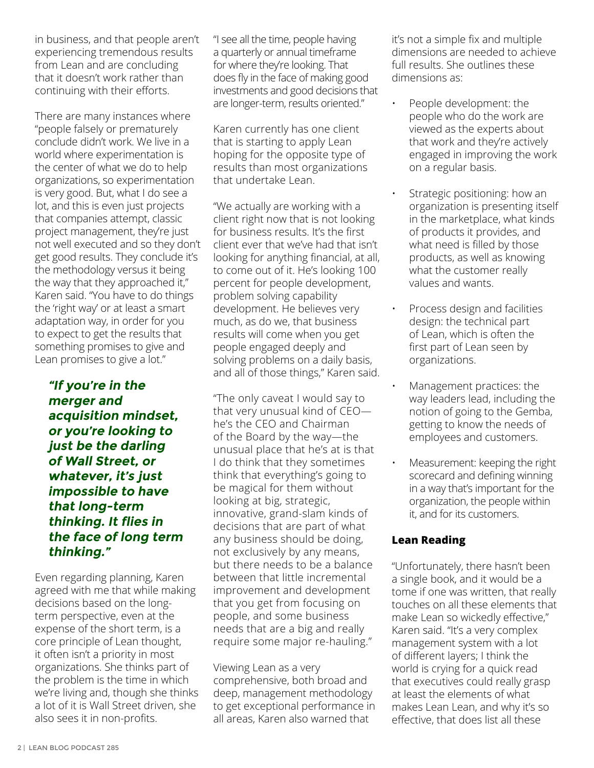in business, and that people aren't experiencing tremendous results from Lean and are concluding that it doesn't work rather than continuing with their efforts.

There are many instances where "people falsely or prematurely conclude didn't work. We live in a world where experimentation is the center of what we do to help organizations, so experimentation is very good. But, what I do see a lot, and this is even just projects that companies attempt, classic project management, they're just not well executed and so they don't get good results. They conclude it's the methodology versus it being the way that they approached it," Karen said. "You have to do things the 'right way' or at least a smart adaptation way, in order for you to expect to get the results that something promises to give and Lean promises to give a lot."

> ***"If you're in the merger and acquisition mindset, or you're looking to just be the darling of Wall Street, or whatever, it's just impossible to have that long-term thinking. It flies in the face of long term thinking."***

Even regarding planning, Karen agreed with me that while making decisions based on the long-term perspective, even at the expense of the short term, is a core principle of Lean thought, it often isn't a priority in most organizations. She thinks part of the problem is the time in which we're living and, though she thinks a lot of it is Wall Street driven, she also sees it in non-profits.

"I see all the time, people having a quarterly or annual timeframe for where they're looking. That does fly in the face of making good investments and good decisions that are longer-term, results oriented."

Karen currently has one client that is starting to apply Lean hoping for the opposite type of results than most organizations that undertake Lean.

"We actually are working with a client right now that is not looking for business results. It's the first client ever that we've had that isn't looking for anything financial, at all, to come out of it. He's looking 100 percent for people development, problem solving capability development. He believes very much, as do we, that business results will come when you get people engaged deeply and solving problems on a daily basis, and all of those things," Karen said.

"The only caveat I would say to that very unusual kind of CEO—he's the CEO and Chairman of the Board by the way—the unusual place that he's at is that I do think that they sometimes think that everything's going to be magical for them without looking at big, strategic, innovative, grand-slam kinds of decisions that are part of what any business should be doing, not exclusively by any means, but there needs to be a balance between that little incremental improvement and development that you get from focusing on people, and some business needs that are a big and really require some major re-hauling."

Viewing Lean as a very comprehensive, both broad and deep, management methodology to get exceptional performance in all areas, Karen also warned that it's not a simple fix and multiple dimensions are needed to achieve full results. She outlines these dimensions as:

- People development: the people who do the work are viewed as the experts about that work and they're actively engaged in improving the work on a regular basis.
- Strategic positioning: how an organization is presenting itself in the marketplace, what kinds of products it provides, and what need is filled by those products, as well as knowing what the customer really values and wants.
- Process design and facilities design: the technical part of Lean, which is often the first part of Lean seen by organizations.
- Management practices: the way leaders lead, including the notion of going to the Gemba, getting to know the needs of employees and customers.
- Measurement: keeping the right scorecard and defining winning in a way that's important for the organization, the people within it, and for its customers.

### Lean Reading

"Unfortunately, there hasn't been a single book, and it would be a tome if one was written, that really touches on all these elements that make Lean so wickedly effective," Karen said. "It's a very complex management system with a lot of different layers; I think the world is crying for a quick read that executives could really grasp at least the elements of what makes Lean Lean, and why it's so effective, that does list all these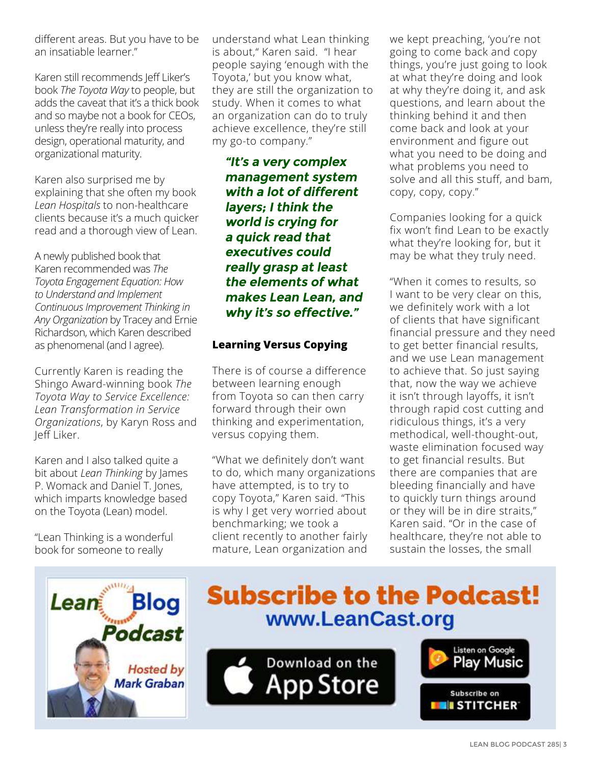different areas. But you have to be an insatiable learner."

Karen still recommends Jeff Liker's book *The Toyota Way* to people, but adds the caveat that it's a thick book and so maybe not a book for CEOs, unless they're really into process design, operational maturity, and organizational maturity.

Karen also surprised me by explaining that she often my book *Lean Hospitals* to non-healthcare clients because it's a much quicker read and a thorough view of Lean.

A newly published book that Karen recommended was *The Toyota Engagement Equation: How to Understand and Implement Continuous Improvement Thinking in Any Organization* by Tracey and Ernie Richardson, which Karen described as phenomenal (and I agree).

Currently Karen is reading the Shingo Award-winning book *The Toyota Way to Service Excellence: Lean Transformation in Service Organizations*, by Karyn Ross and Jeff Liker.

Karen and I also talked quite a bit about *Lean Thinking* by James P. Womack and Daniel T. Jones, which imparts knowledge based on the Toyota (Lean) model.

"Lean Thinking is a wonderful book for someone to really understand what Lean thinking is about," Karen said. "I hear people saying 'enough with the Toyota,' but you know what, they are still the organization to study. When it comes to what an organization can do to truly achieve excellence, they're still my go-to company."

> ***"It's a very complex management system with a lot of different layers; I think the world is crying for a quick read that executives could really grasp at least the elements of what makes Lean Lean, and why it's so effective."***

### Learning Versus Copying

There is of course a difference between learning enough from Toyota so can then carry forward through their own thinking and experimentation, versus copying them.

"What we definitely don't want to do, which many organizations have attempted, is to try to copy Toyota," Karen said. "This is why I get very worried about benchmarking; we took a client recently to another fairly mature, Lean organization and we kept preaching, 'you're not going to come back and copy things, you're just going to look at what they're doing and look at why they're doing it, and ask questions, and learn about the thinking behind it and then come back and look at your environment and figure out what you need to be doing and what problems you need to solve and all this stuff, and bam, copy, copy, copy."

Companies looking for a quick fix won't find Lean to be exactly what they're looking for, but it may be what they truly need.

"When it comes to results, so I want to be very clear on this, we definitely work with a lot of clients that have significant financial pressure and they need to get better financial results, and we use Lean management to achieve that. So just saying that, now the way we achieve it isn't through layoffs, it isn't through rapid cost cutting and ridiculous things, it's a very methodical, well-thought-out, waste elimination focused way to get financial results. But there are companies that are bleeding financially and have to quickly turn things around or they will be in dire straits," Karen said. "Or in the case of healthcare, they're not able to sustain the losses, the small

Lean Blog Podcast — Hosted by Mark Graban

**Subscribe to the Podcast!**
www.LeanCast.org

Download on the App Store | Listen on Google Play Music | Subscribe on Stitcher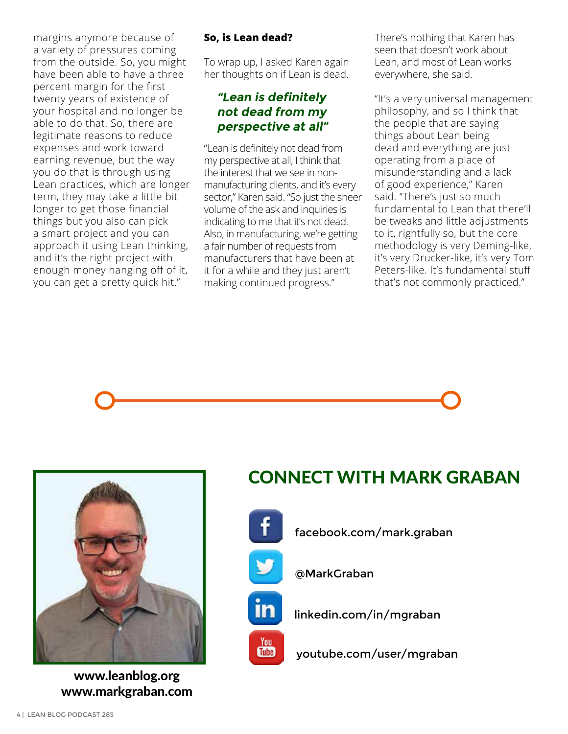margins anymore because of a variety of pressures coming from the outside. So, you might have been able to have a three percent margin for the first twenty years of existence of your hospital and no longer be able to do that. So, there are legitimate reasons to reduce expenses and work toward earning revenue, but the way you do that is through using Lean practices, which are longer term, they may take a little bit longer to get those financial things but you also can pick a smart project and you can approach it using Lean thinking, and it's the right project with enough money hanging off of it, you can get a pretty quick hit."

**So, is Lean dead?**

To wrap up, I asked Karen again her thoughts on if Lean is dead.

***"Lean is definitely not dead from my perspective at all"***

"Lean is definitely not dead from my perspective at all, I think that the interest that we see in non-manufacturing clients, and it's every sector," Karen said. "So just the sheer volume of the ask and inquiries is indicating to me that it's not dead. Also, in manufacturing, we're getting a fair number of requests from manufacturers that have been at it for a while and they just aren't making continued progress."

There's nothing that Karen has seen that doesn't work about Lean, and most of Lean works everywhere, she said.

"It's a very universal management philosophy, and so I think that the people that are saying things about Lean being dead and everything are just operating from a place of misunderstanding and a lack of good experience," Karen said. "There's just so much fundamental to Lean that there'll be tweaks and little adjustments to it, rightfully so, but the core methodology is very Deming-like, it's very Drucker-like, it's very Tom Peters-like. It's fundamental stuff that's not commonly practiced."

**www.leanblog.org**
**www.markgraban.com**

## CONNECT WITH MARK GRABAN

facebook.com/mark.graban

@MarkGraban

linkedin.com/in/mgraban

youtube.com/user/mgraban